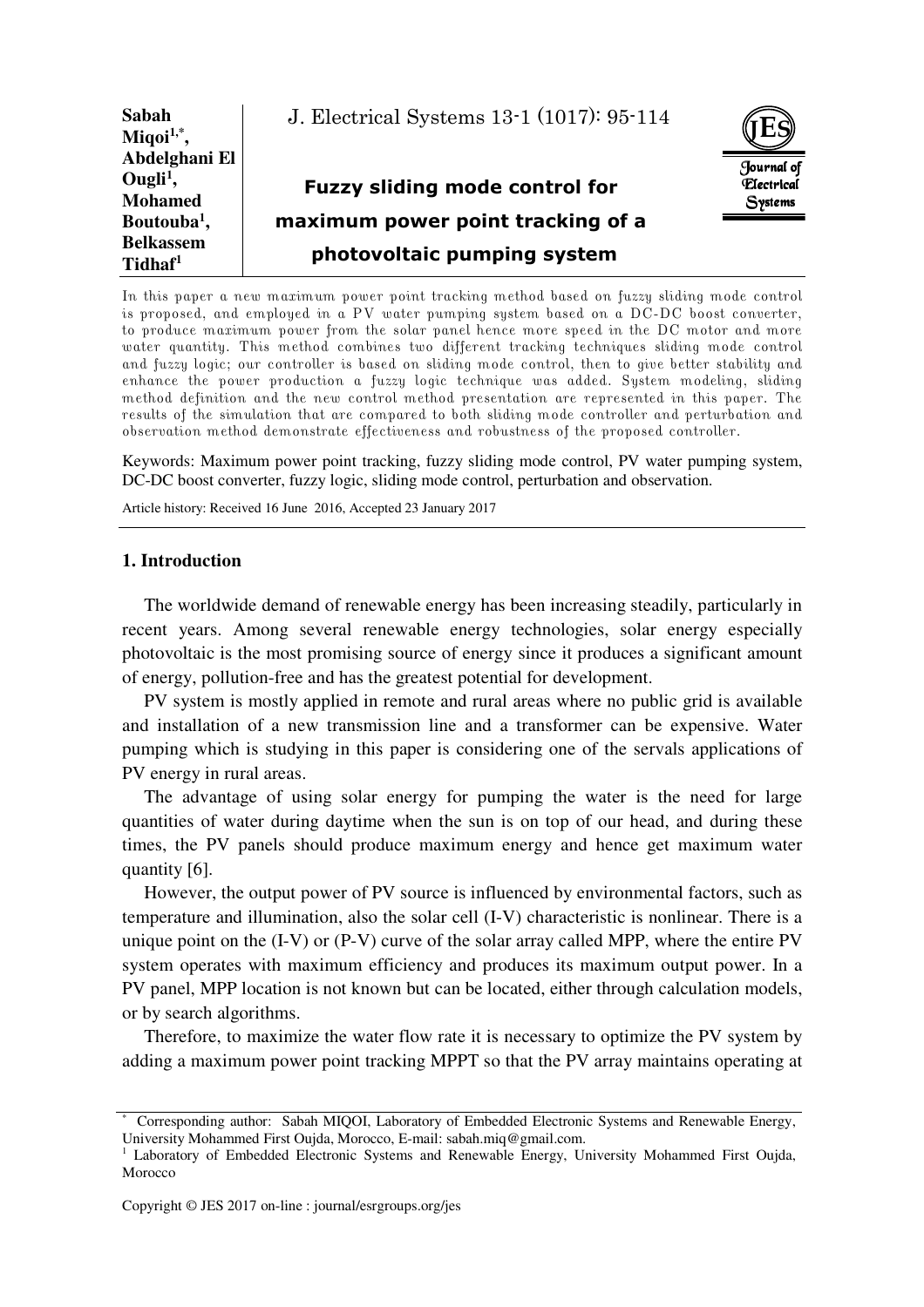**Sabah Miqoi[1,*], Abdelghani El Ougli[1], Mohamed Boutouba[1], Belkassem Tidhaf[1]**

# Fuzzy sliding mode control for maximum power point tracking of a photovoltaic pumping system

In this paper a new maximum power point tracking method based on fuzzy sliding mode control is proposed, and employed in a PV water pumping system based on a DC-DC boost converter, to produce maximum power from the solar panel hence more speed in the DC motor and more water quantity. This method combines two different tracking techniques sliding mode control and fuzzy logic; our controller is based on sliding mode control, then to give better stability and enhance the power production a fuzzy logic technique was added. System modeling, sliding method definition and the new control method presentation are represented in this paper. The results of the simulation that are compared to both sliding mode controller and perturbation and observation method demonstrate effectiveness and robustness of the proposed controller.

Keywords: Maximum power point tracking, fuzzy sliding mode control, PV water pumping system, DC-DC boost converter, fuzzy logic, sliding mode control, perturbation and observation.

Article history: Received 16 June 2016, Accepted 23 January 2017

## 1. Introduction

The worldwide demand of renewable energy has been increasing steadily, particularly in recent years. Among several renewable energy technologies, solar energy especially photovoltaic is the most promising source of energy since it produces a significant amount of energy, pollution-free and has the greatest potential for development.

PV system is mostly applied in remote and rural areas where no public grid is available and installation of a new transmission line and a transformer can be expensive. Water pumping which is studying in this paper is considering one of the servals applications of PV energy in rural areas.

The advantage of using solar energy for pumping the water is the need for large quantities of water during daytime when the sun is on top of our head, and during these times, the PV panels should produce maximum energy and hence get maximum water quantity [6].

However, the output power of PV source is influenced by environmental factors, such as temperature and illumination, also the solar cell (I-V) characteristic is nonlinear. There is a unique point on the (I-V) or (P-V) curve of the solar array called MPP, where the entire PV system operates with maximum efficiency and produces its maximum output power. In a PV panel, MPP location is not known but can be located, either through calculation models, or by search algorithms.

Therefore, to maximize the water flow rate it is necessary to optimize the PV system by adding a maximum power point tracking MPPT so that the PV array maintains operating at

---

* Corresponding author: Sabah MIQOI, Laboratory of Embedded Electronic Systems and Renewable Energy, University Mohammed First Oujda, Morocco, E-mail: sabah.miq@gmail.com.

[1] Laboratory of Embedded Electronic Systems and Renewable Energy, University Mohammed First Oujda, Morocco

Copyright © JES 2017 on-line : journal/esrgroups.org/jes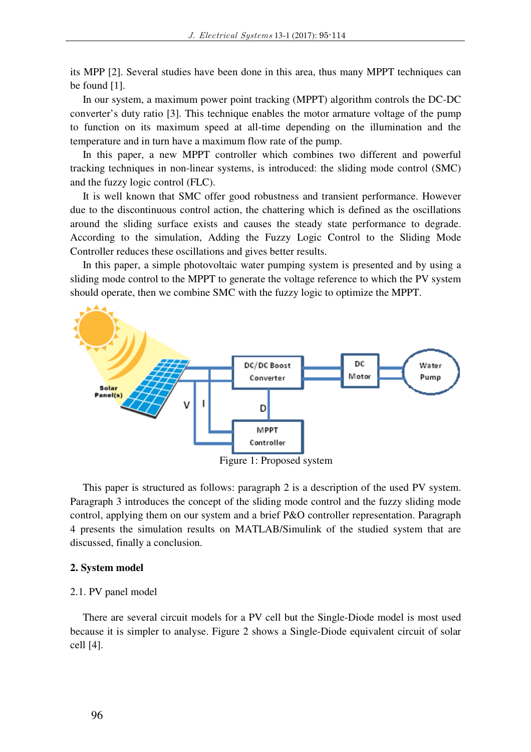its MPP [2]. Several studies have been done in this area, thus many MPPT techniques can be found [1].

In our system, a maximum power point tracking (MPPT) algorithm controls the DC-DC converter's duty ratio [3]. This technique enables the motor armature voltage of the pump to function on its maximum speed at all-time depending on the illumination and the temperature and in turn have a maximum flow rate of the pump.

In this paper, a new MPPT controller which combines two different and powerful tracking techniques in non-linear systems, is introduced: the sliding mode control (SMC) and the fuzzy logic control (FLC).

It is well known that SMC offer good robustness and transient performance. However due to the discontinuous control action, the chattering which is defined as the oscillations around the sliding surface exists and causes the steady state performance to degrade. According to the simulation, Adding the Fuzzy Logic Control to the Sliding Mode Controller reduces these oscillations and gives better results.

In this paper, a simple photovoltaic water pumping system is presented and by using a sliding mode control to the MPPT to generate the voltage reference to which the PV system should operate, then we combine SMC with the fuzzy logic to optimize the MPPT.

Figure 1: Proposed system

This paper is structured as follows: paragraph 2 is a description of the used PV system. Paragraph 3 introduces the concept of the sliding mode control and the fuzzy sliding mode control, applying them on our system and a brief P&O controller representation. Paragraph 4 presents the simulation results on MATLAB/Simulink of the studied system that are discussed, finally a conclusion.

## 2. System model

### 2.1. PV panel model

There are several circuit models for a PV cell but the Single-Diode model is most used because it is simpler to analyse. Figure 2 shows a Single-Diode equivalent circuit of solar cell [4].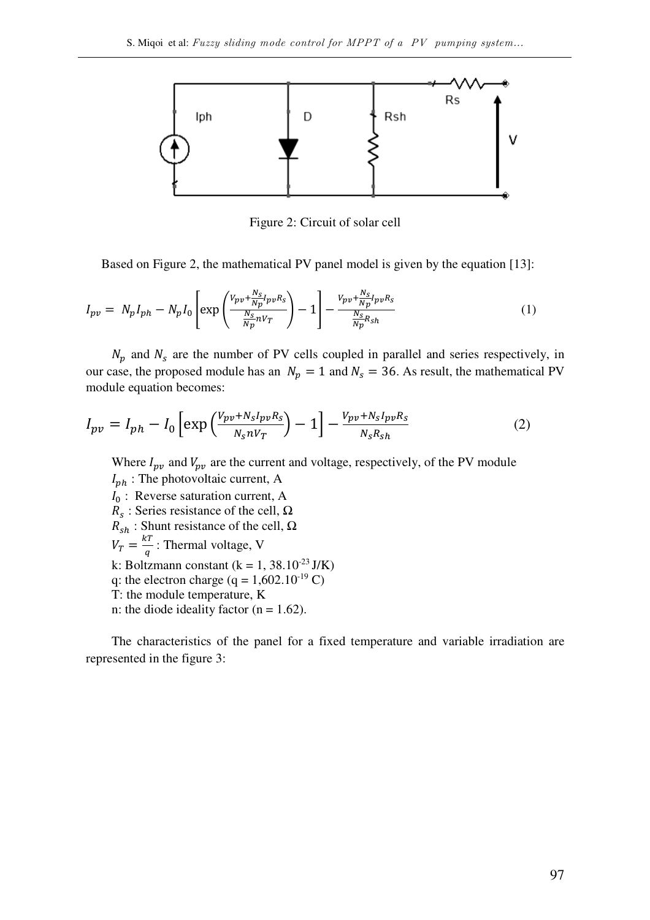Figure 2: Circuit of solar cell

Based on Figure 2, the mathematical PV panel model is given by the equation [13]:

$$I_{pv} = N_p I_{ph} - N_p I_0 \left[ \exp\left( \frac{V_{pv} + \frac{N_s}{N_p} I_{pv} R_s}{\frac{N_s}{N_p} n V_T} \right) - 1 \right] - \frac{V_{pv} + \frac{N_s}{N_p} I_{pv} R_s}{\frac{N_s}{N_p} R_{sh}} \tag{1}$$

$N_p$ and $N_s$ are the number of PV cells coupled in parallel and series respectively, in our case, the proposed module has an $N_p = 1$ and $N_s = 36$. As result, the mathematical PV module equation becomes:

$$I_{pv} = I_{ph} - I_0 \left[ \exp\left( \frac{V_{pv} + N_s I_{pv} R_s}{N_s n V_T} \right) - 1 \right] - \frac{V_{pv} + N_s I_{pv} R_s}{N_s R_{sh}} \tag{2}$$

Where $I_{pv}$ and $V_{pv}$ are the current and voltage, respectively, of the PV module

$I_{ph}$ : The photovoltaic current, A

$I_0$ : Reverse saturation current, A

$R_s$ : Series resistance of the cell, Ω

$R_{sh}$ : Shunt resistance of the cell, Ω

$V_T = \frac{kT}{q}$ : Thermal voltage, V

k: Boltzmann constant (k = 1, $38.10^{-23}$ J/K)

q: the electron charge (q = 1,$602.10^{-19}$ C)

T: the module temperature, K

n: the diode ideality factor (n = 1.62).

The characteristics of the panel for a fixed temperature and variable irradiation are represented in the figure 3: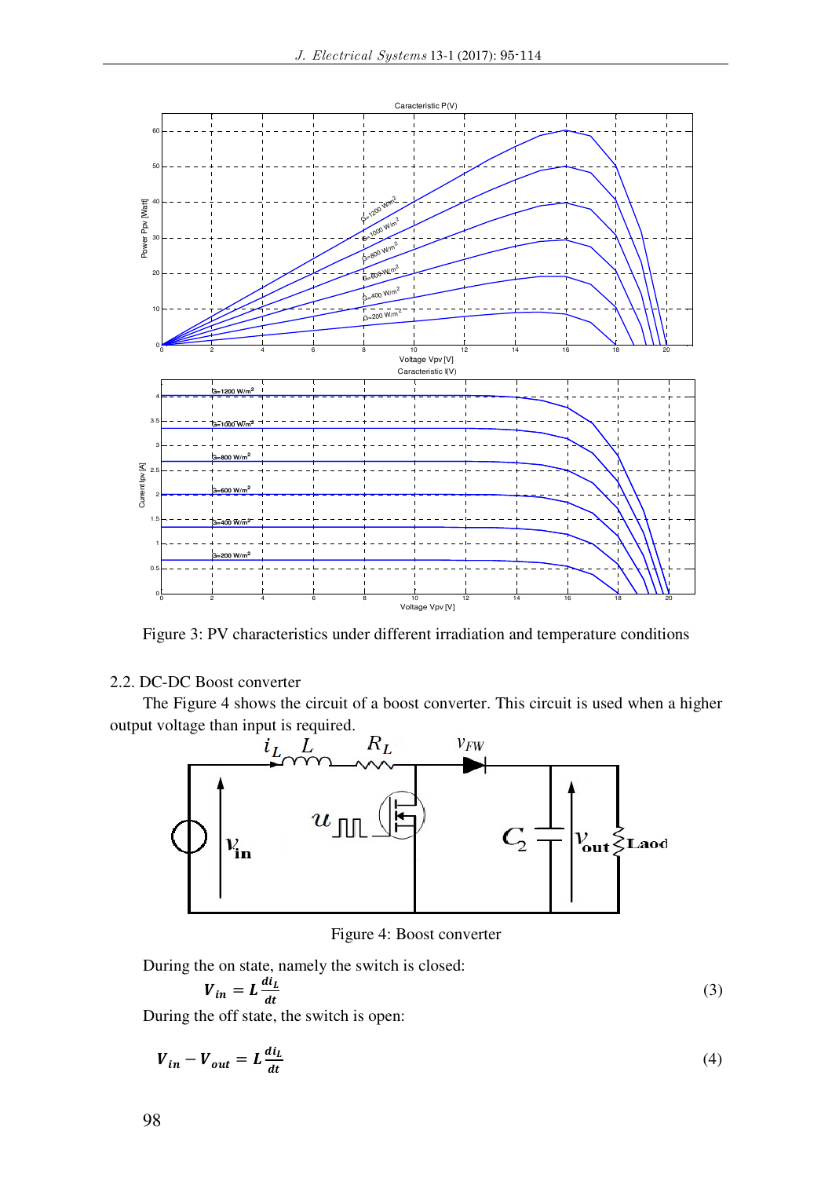Figure 3: PV characteristics under different irradiation and temperature conditions

## 2.2. DC-DC Boost converter

The Figure 4 shows the circuit of a boost converter. This circuit is used when a higher output voltage than input is required.

Figure 4: Boost converter

During the on state, namely the switch is closed:

$$V_{in} = L\frac{di_L}{dt} \tag{3}$$

During the off state, the switch is open:

$$V_{in} - V_{out} = L\frac{di_L}{dt} \tag{4}$$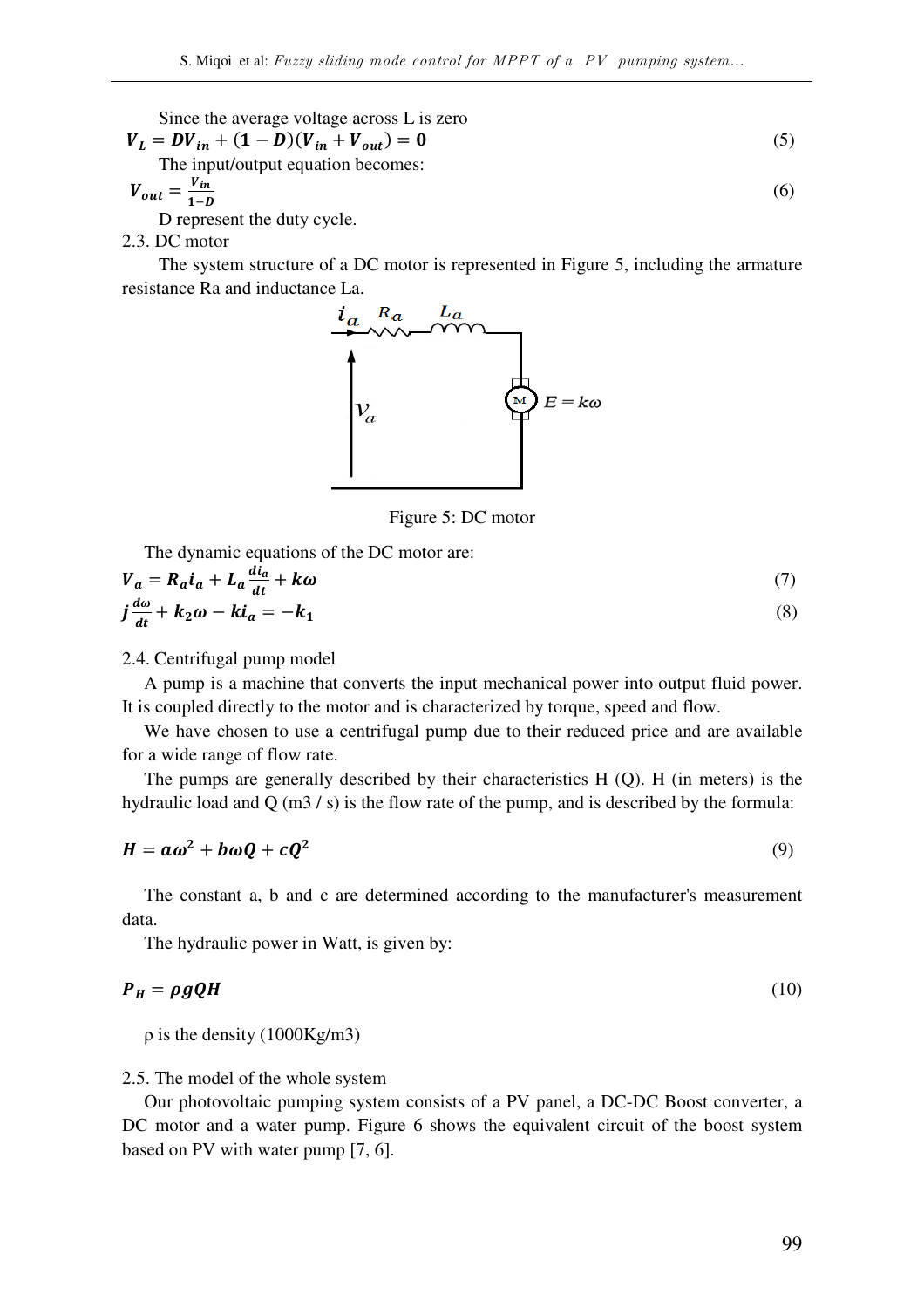Since the average voltage across L is zero

$$V_L = DV_{in} + (1 - D)(V_{in} + V_{out}) = 0 \tag{5}$$

The input/output equation becomes:

$$V_{out} = \frac{V_{in}}{1-D} \tag{6}$$

D represent the duty cycle.

### 2.3. DC motor

The system structure of a DC motor is represented in Figure 5, including the armature resistance Ra and inductance La.

Figure 5: DC motor

The dynamic equations of the DC motor are:

$$V_a = R_a i_a + L_a \frac{di_a}{dt} + k\omega \tag{7}$$

$$j\frac{d\omega}{dt} + k_2\omega - ki_a = -k_1 \tag{8}$$

### 2.4. Centrifugal pump model

A pump is a machine that converts the input mechanical power into output fluid power. It is coupled directly to the motor and is characterized by torque, speed and flow.

We have chosen to use a centrifugal pump due to their reduced price and are available for a wide range of flow rate.

The pumps are generally described by their characteristics H (Q). H (in meters) is the hydraulic load and Q (m3 / s) is the flow rate of the pump, and is described by the formula:

$$H = a\omega^2 + b\omega Q + cQ^2 \tag{9}$$

The constant a, b and c are determined according to the manufacturer's measurement data.

The hydraulic power in Watt, is given by:

$$P_H = \rho g Q H \tag{10}$$

$\rho$ is the density (1000Kg/m3)

### 2.5. The model of the whole system

Our photovoltaic pumping system consists of a PV panel, a DC-DC Boost converter, a DC motor and a water pump. Figure 6 shows the equivalent circuit of the boost system based on PV with water pump [7, 6].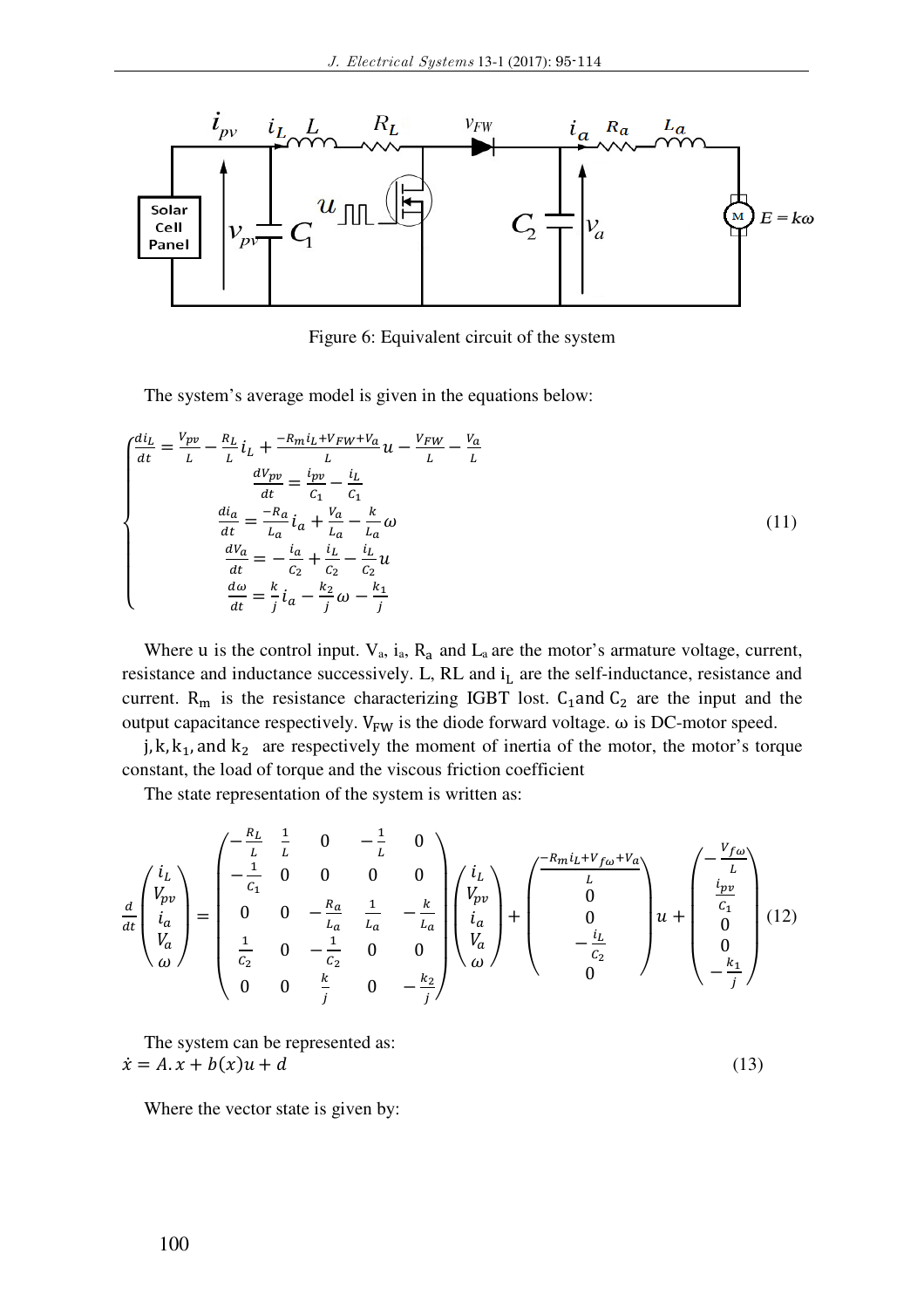Figure 6: Equivalent circuit of the system

The system's average model is given in the equations below:

$$
\begin{cases}
\frac{di_L}{dt} = \frac{V_{pv}}{L} - \frac{R_L}{L} i_L + \frac{-R_m i_L + V_{FW} + V_a}{L} u - \frac{V_{FW}}{L} - \frac{V_a}{L} \\
\frac{dV_{pv}}{dt} = \frac{i_{pv}}{C_1} - \frac{i_L}{C_1} \\
\frac{di_a}{dt} = \frac{-R_a}{L_a} i_a + \frac{V_a}{L_a} - \frac{k}{L_a} \omega \\
\frac{dV_a}{dt} = -\frac{i_a}{C_2} + \frac{i_L}{C_2} - \frac{i_L}{C_2} u \\
\frac{d\omega}{dt} = \frac{k}{j} i_a - \frac{k_2}{j} \omega - \frac{k_1}{j}
\end{cases}
\tag{11}
$$

Where u is the control input. $V_a$, $i_a$, $R_a$ and $L_a$ are the motor's armature voltage, current, resistance and inductance successively. L, RL and $i_L$ are the self-inductance, resistance and current. $R_m$ is the resistance characterizing IGBT lost. $C_1$ and $C_2$ are the input and the output capacitance respectively. $V_{FW}$ is the diode forward voltage. ω is DC-motor speed.

$j, k, k_1,$ and $k_2$ are respectively the moment of inertia of the motor, the motor's torque constant, the load of torque and the viscous friction coefficient

The state representation of the system is written as:

$$
\frac{d}{dt}\begin{pmatrix} i_L \\ V_{pv} \\ i_a \\ V_a \\ \omega \end{pmatrix} = \begin{pmatrix} -\frac{R_L}{L} & \frac{1}{L} & 0 & -\frac{1}{L} & 0 \\ -\frac{1}{C_1} & 0 & 0 & 0 & 0 \\ 0 & 0 & -\frac{R_a}{L_a} & \frac{1}{L_a} & -\frac{k}{L_a} \\ \frac{1}{C_2} & 0 & -\frac{1}{C_2} & 0 & 0 \\ 0 & 0 & \frac{k}{j} & 0 & -\frac{k_2}{j} \end{pmatrix} \begin{pmatrix} i_L \\ V_{pv} \\ i_a \\ V_a \\ \omega \end{pmatrix} + \begin{pmatrix} \frac{-R_m i_L + V_{f\omega} + V_a}{L} \\ 0 \\ 0 \\ -\frac{i_L}{C_2} \\ 0 \end{pmatrix} u + \begin{pmatrix} -\frac{V_{f\omega}}{L} \\ \frac{i_{pv}}{C_1} \\ 0 \\ 0 \\ -\frac{k_1}{j} \end{pmatrix}
\tag{12}
$$

The system can be represented as:

$$
\dot{x} = A.x + b(x)u + d \tag{13}
$$

Where the vector state is given by: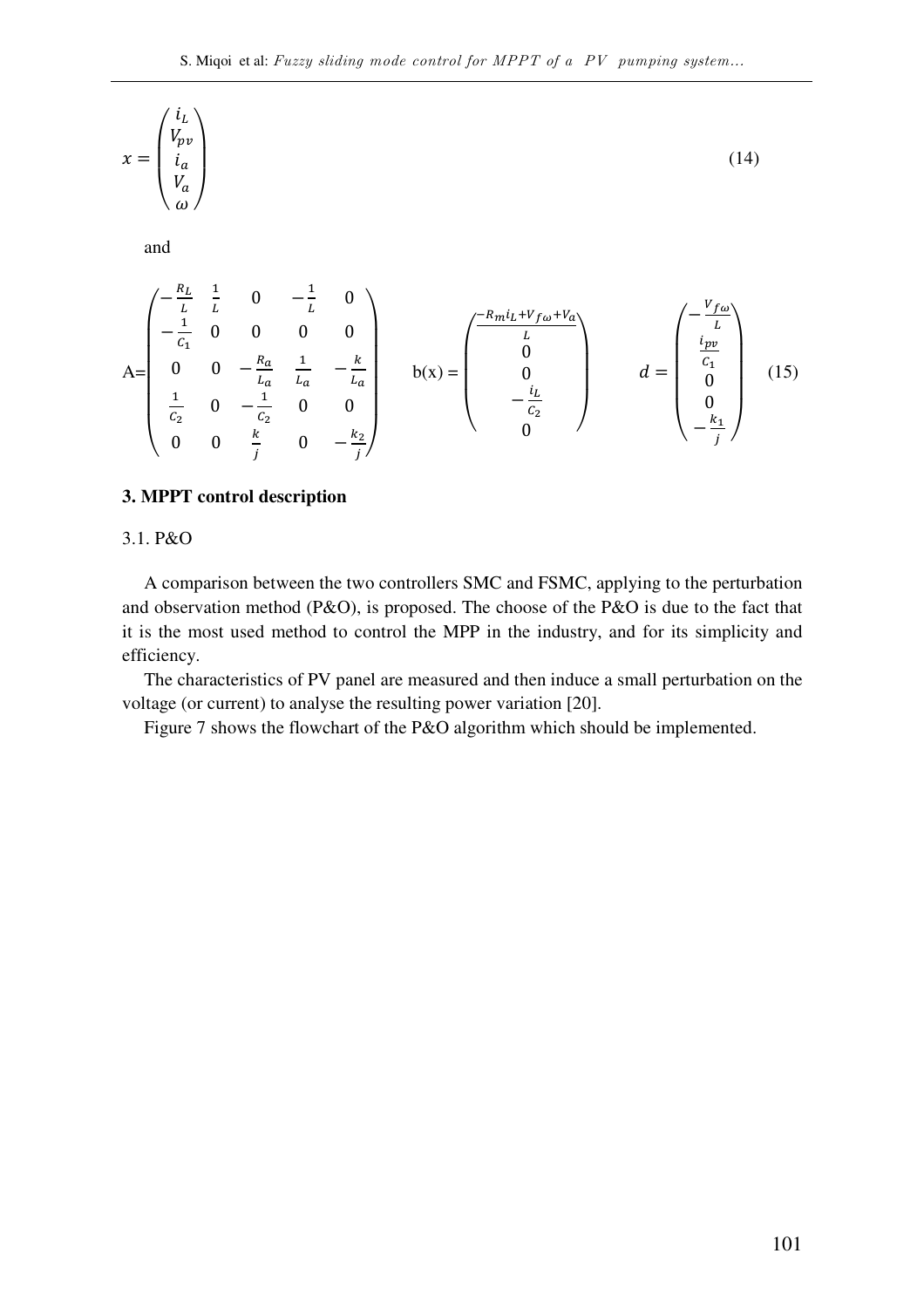$$x = \begin{pmatrix} i_L \\ V_{pv} \\ i_a \\ V_a \\ \omega \end{pmatrix} \tag{14}$$

and

$$A = \begin{pmatrix} -\frac{R_L}{L} & \frac{1}{L} & 0 & -\frac{1}{L} & 0 \\ -\frac{1}{C_1} & 0 & 0 & 0 & 0 \\ 0 & 0 & -\frac{R_a}{L_a} & \frac{1}{L_a} & -\frac{k}{L_a} \\ \frac{1}{C_2} & 0 & -\frac{1}{C_2} & 0 & 0 \\ 0 & 0 & \frac{k}{j} & 0 & -\frac{k_2}{j} \end{pmatrix} \quad b(x) = \begin{pmatrix} \frac{-R_m i_L + V_{f\omega} + V_a}{L} \\ 0 \\ 0 \\ -\frac{i_L}{C_2} \\ 0 \end{pmatrix} \quad d = \begin{pmatrix} -\frac{V_{f\omega}}{L} \\ \frac{i_{pv}}{C_1} \\ 0 \\ 0 \\ -\frac{k_1}{j} \end{pmatrix} \tag{15}$$

## 3. MPPT control description

### 3.1. P&O

A comparison between the two controllers SMC and FSMC, applying to the perturbation and observation method (P&O), is proposed. The choose of the P&O is due to the fact that it is the most used method to control the MPP in the industry, and for its simplicity and efficiency.

The characteristics of PV panel are measured and then induce a small perturbation on the voltage (or current) to analyse the resulting power variation [20].

Figure 7 shows the flowchart of the P&O algorithm which should be implemented.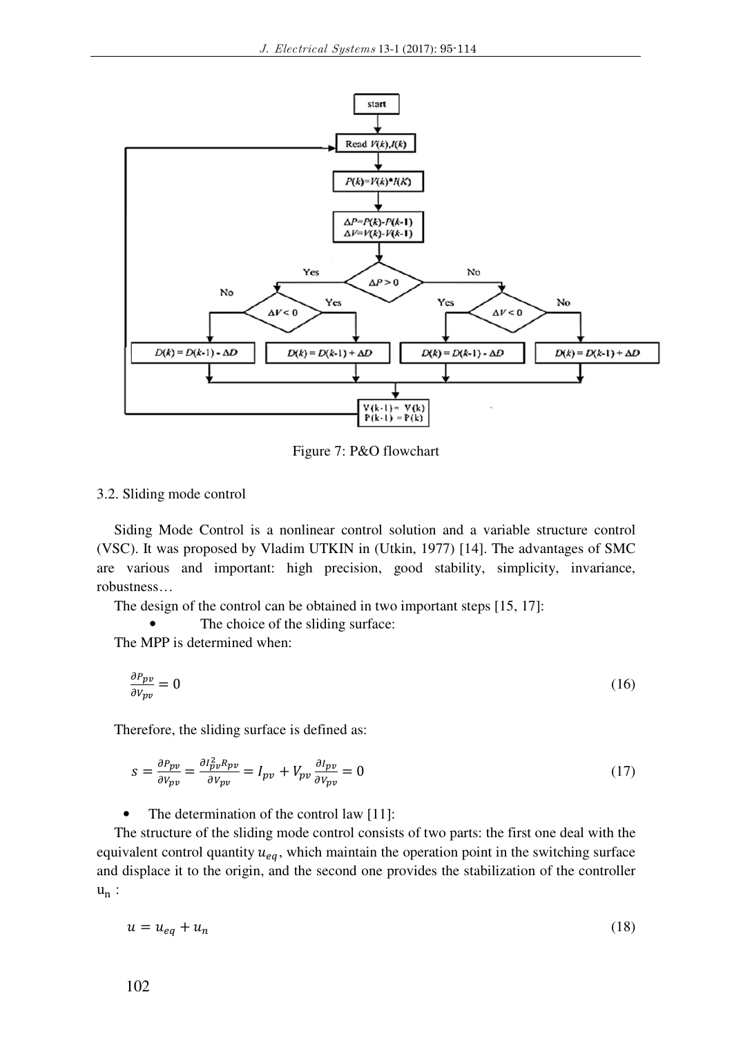Figure 7: P&O flowchart

3.2. Sliding mode control

Siding Mode Control is a nonlinear control solution and a variable structure control (VSC). It was proposed by Vladim UTKIN in (Utkin, 1977) [14]. The advantages of SMC are various and important: high precision, good stability, simplicity, invariance, robustness…

The design of the control can be obtained in two important steps [15, 17]:

- The choice of the sliding surface:

The MPP is determined when:

$$\frac{\partial P_{pv}}{\partial V_{pv}} = 0 \tag{16}$$

Therefore, the sliding surface is defined as:

$$s = \frac{\partial P_{pv}}{\partial V_{pv}} = \frac{\partial I_{pv}^2 R_{pv}}{\partial V_{pv}} = I_{pv} + V_{pv}\frac{\partial I_{pv}}{\partial V_{pv}} = 0 \tag{17}$$

- The determination of the control law [11]:

The structure of the sliding mode control consists of two parts: the first one deal with the equivalent control quantity $u_{eq}$, which maintain the operation point in the switching surface and displace it to the origin, and the second one provides the stabilization of the controller $u_n$ :

$$u = u_{eq} + u_n \tag{18}$$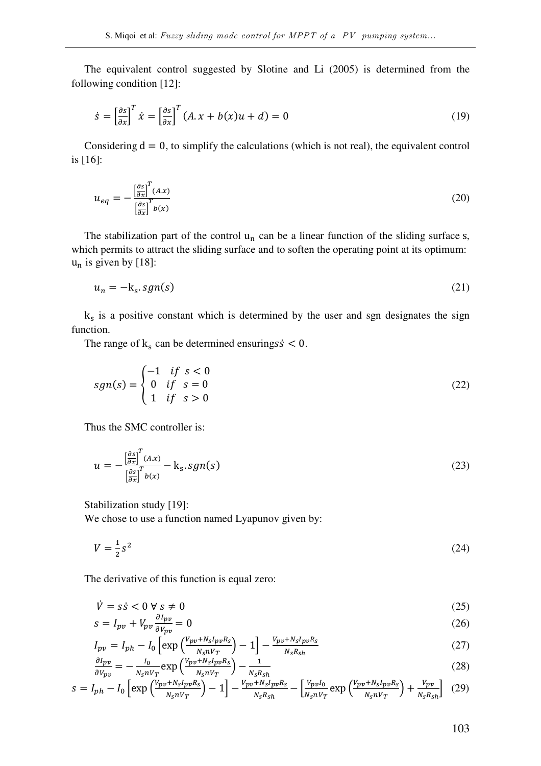The equivalent control suggested by Slotine and Li (2005) is determined from the following condition [12]:

$$\dot{s} = \left[\frac{\partial s}{\partial x}\right]^T \dot{x} = \left[\frac{\partial s}{\partial x}\right]^T (A.x + b(x)u + d) = 0 \tag{19}$$

Considering $\mathrm{d} = 0$, to simplify the calculations (which is not real), the equivalent control is [16]:

$$u_{eq} = -\frac{\left[\frac{\partial s}{\partial x}\right]^T (A.x)}{\left[\frac{\partial s}{\partial x}\right]^T b(x)} \tag{20}$$

The stabilization part of the control $\mathrm{u_n}$ can be a linear function of the sliding surface s, which permits to attract the sliding surface and to soften the operating point at its optimum: $\mathrm{u_n}$ is given by [18]:

$$u_n = -\mathrm{k_s}.sgn(s) \tag{21}$$

$\mathrm{k_s}$ is a positive constant which is determined by the user and sgn designates the sign function.

The range of $\mathrm{k_s}$ can be determined ensuring$s\dot{s} < 0$.

$$sgn(s) = \begin{cases} -1 & if \ \ s < 0 \\ 0 & if \ \ s = 0 \\ 1 & if \ \ s > 0 \end{cases} \tag{22}$$

Thus the SMC controller is:

$$u = -\frac{\left[\frac{\partial s}{\partial x}\right]^T (A.x)}{\left[\frac{\partial s}{\partial x}\right]^T b(x)} - \mathrm{k_s}.sgn(s) \tag{23}$$

Stabilization study [19]:

We chose to use a function named Lyapunov given by:

$$V = \frac{1}{2}s^2 \tag{24}$$

The derivative of this function is equal zero:

$$\dot{V} = s\dot{s} < 0 \ \forall \ s \neq 0 \tag{25}$$

$$s = I_{pv} + V_{pv}\frac{\partial I_{pv}}{\partial V_{pv}} = 0 \tag{26}$$

$$I_{pv} = I_{ph} - I_0\left[\exp\left(\frac{V_{pv}+N_s I_{pv} R_s}{N_s n V_T}\right) - 1\right] - \frac{V_{pv}+N_s I_{pv} R_s}{N_s R_{sh}} \tag{27}$$

$$\frac{\partial I_{pv}}{\partial V_{pv}} = -\frac{I_0}{N_s n V_T}\exp\left(\frac{V_{pv}+N_s I_{pv} R_s}{N_s n V_T}\right) - \frac{1}{N_s R_{sh}} \tag{28}$$

$$s = I_{ph} - I_0\left[\exp\left(\frac{V_{pv}+N_s I_{pv} R_s}{N_s n V_T}\right) - 1\right] - \frac{V_{pv}+N_s I_{pv} R_s}{N_s R_{sh}} - \left[\frac{V_{pv} I_0}{N_s n V_T}\exp\left(\frac{V_{pv}+N_s I_{pv} R_s}{N_s n V_T}\right) + \frac{V_{pv}}{N_s R_{sh}}\right] \tag{29}$$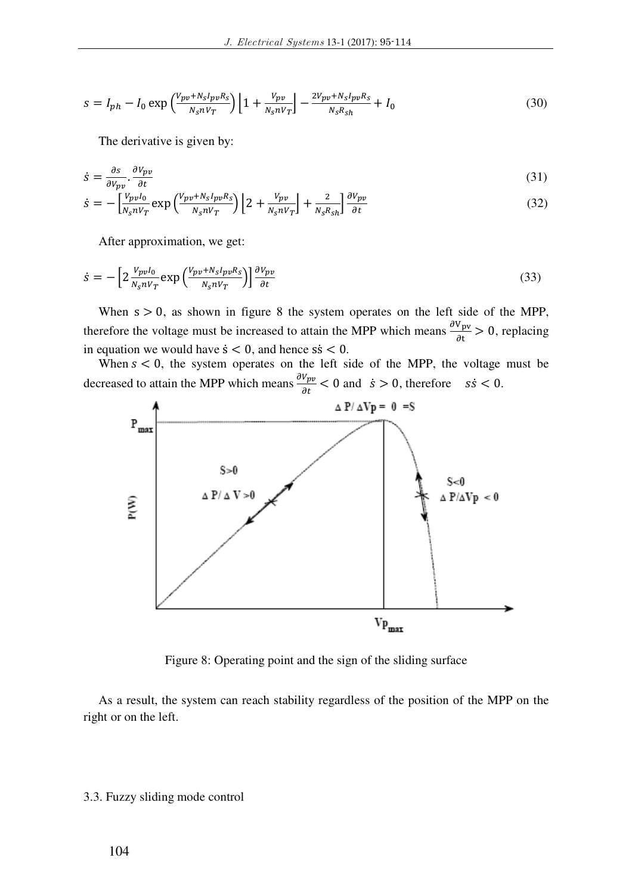$$s = I_{ph} - I_0 \exp\left(\frac{V_{pv}+N_s I_{pv} R_s}{N_s n V_T}\right)\left[1 + \frac{V_{pv}}{N_s n V_T}\right] - \frac{2V_{pv}+N_s I_{pv} R_s}{N_s R_{sh}} + I_0 \tag{30}$$

The derivative is given by:

$$\dot{s} = \frac{\partial s}{\partial V_{pv}} \cdot \frac{\partial V_{pv}}{\partial t} \tag{31}$$

$$\dot{s} = -\left[\frac{V_{pv} I_0}{N_s n V_T} \exp\left(\frac{V_{pv}+N_s I_{pv} R_s}{N_s n V_T}\right)\left[2 + \frac{V_{pv}}{N_s n V_T}\right] + \frac{2}{N_s R_{sh}}\right] \frac{\partial V_{pv}}{\partial t} \tag{32}$$

After approximation, we get:

$$\dot{s} = -\left[2 \frac{V_{pv} I_0}{N_s n V_T} \exp\left(\frac{V_{pv}+N_s I_{pv} R_s}{N_s n V_T}\right)\right] \frac{\partial V_{pv}}{\partial t} \tag{33}$$

When $s > 0$, as shown in figure 8 the system operates on the left side of the MPP, therefore the voltage must be increased to attain the MPP which means $\frac{\partial V_{pv}}{\partial t} > 0$, replacing in equation we would have $\dot{s} < 0$, and hence $s\dot{s} < 0$.

When $s < 0$, the system operates on the left side of the MPP, the voltage must be decreased to attain the MPP which means $\frac{\partial V_{pv}}{\partial t} < 0$ and $\dot{s} > 0$, therefore $s\dot{s} < 0$.

Figure 8: Operating point and the sign of the sliding surface

As a result, the system can reach stability regardless of the position of the MPP on the right or on the left.

### 3.3. Fuzzy sliding mode control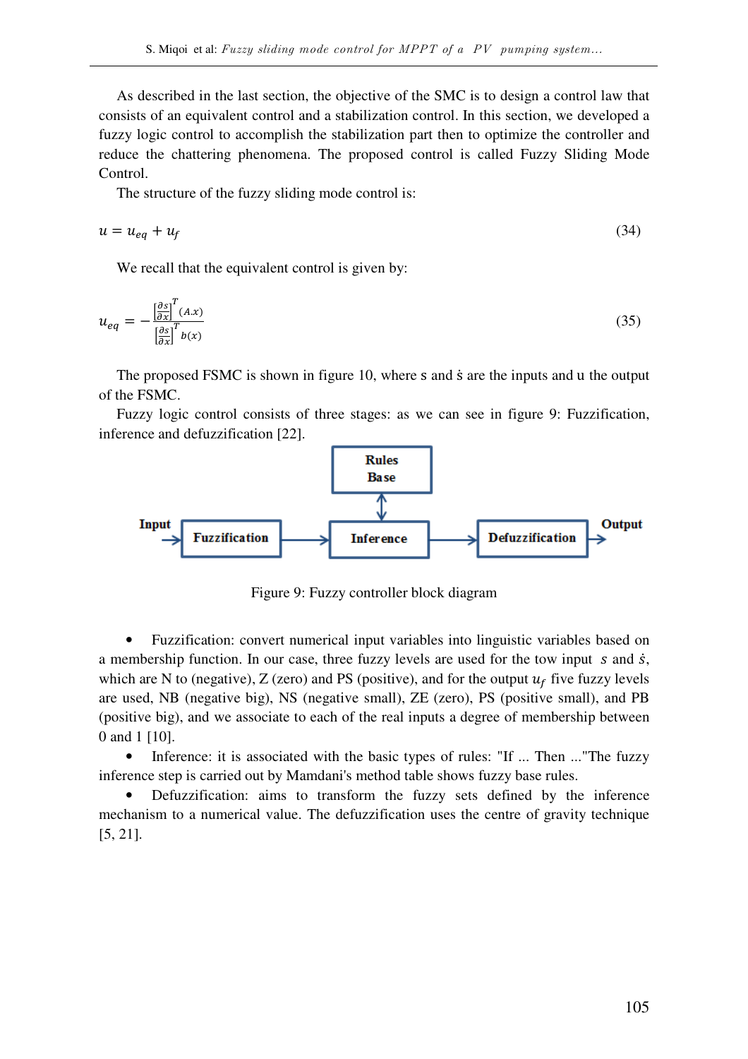As described in the last section, the objective of the SMC is to design a control law that consists of an equivalent control and a stabilization control. In this section, we developed a fuzzy logic control to accomplish the stabilization part then to optimize the controller and reduce the chattering phenomena. The proposed control is called Fuzzy Sliding Mode Control.

The structure of the fuzzy sliding mode control is:

$$u = u_{eq} + u_f \tag{34}$$

We recall that the equivalent control is given by:

$$u_{eq} = -\frac{\left[\frac{\partial s}{\partial x}\right]^T (A.x)}{\left[\frac{\partial s}{\partial x}\right]^T b(x)} \tag{35}$$

The proposed FSMC is shown in figure 10, where s and ṡ are the inputs and u the output of the FSMC.

Fuzzy logic control consists of three stages: as we can see in figure 9: Fuzzification, inference and defuzzification [22].

Input → Fuzzification → Inference (↔ Rules Base) → Defuzzification → Output

Figure 9: Fuzzy controller block diagram

- Fuzzification: convert numerical input variables into linguistic variables based on a membership function. In our case, three fuzzy levels are used for the tow input $s$ and $\dot{s}$, which are N to (negative), Z (zero) and PS (positive), and for the output $u_f$ five fuzzy levels are used, NB (negative big), NS (negative small), ZE (zero), PS (positive small), and PB (positive big), and we associate to each of the real inputs a degree of membership between 0 and 1 [10].
- Inference: it is associated with the basic types of rules: "If ... Then ..."The fuzzy inference step is carried out by Mamdani's method table shows fuzzy base rules.
- Defuzzification: aims to transform the fuzzy sets defined by the inference mechanism to a numerical value. The defuzzification uses the centre of gravity technique [5, 21].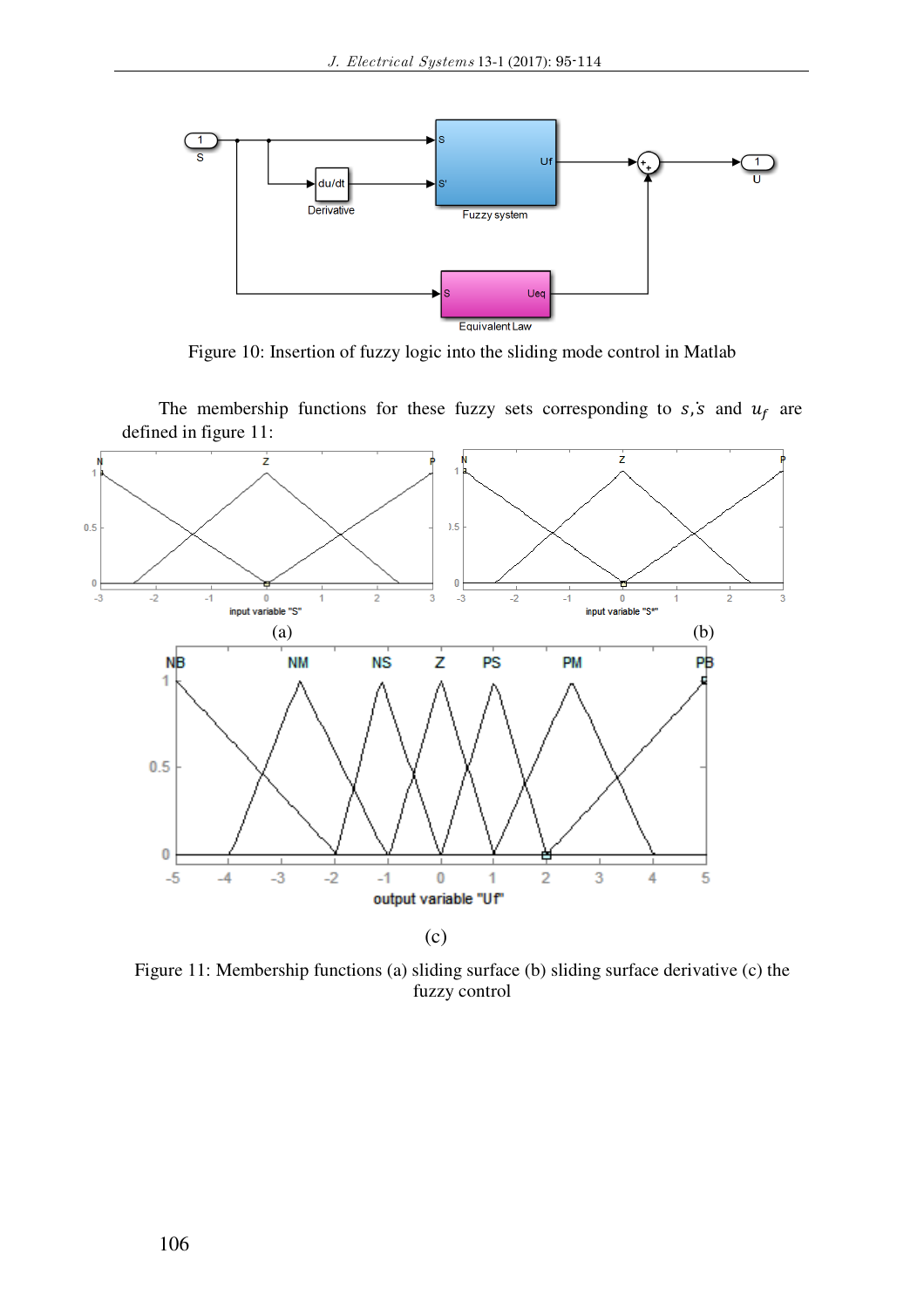Figure 10: Insertion of fuzzy logic into the sliding mode control in Matlab

The membership functions for these fuzzy sets corresponding to $s, \dot{s}$ and $u_f$ are defined in figure 11:

(a)

(b)

(c)

Figure 11: Membership functions (a) sliding surface (b) sliding surface derivative (c) the fuzzy control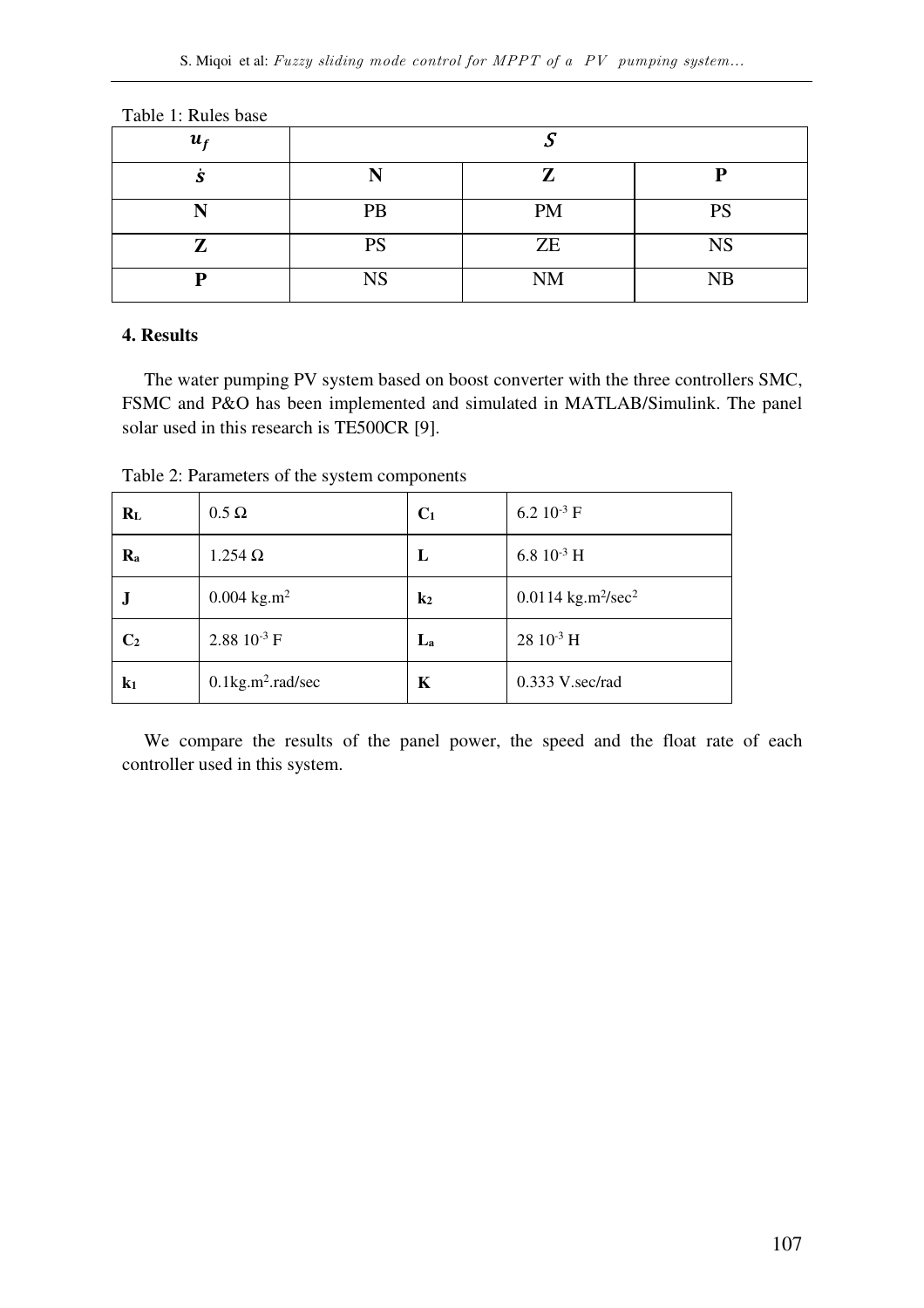Table 1: Rules base

| $u_f$ | $S$ | | |
|---|---|---|---|
| $\dot{s}$ | **N** | **Z** | **P** |
| **N** | PB | PM | PS |
| **Z** | PS | ZE | NS |
| **P** | NS | NM | NB |

### 4. Results

The water pumping PV system based on boost converter with the three controllers SMC, FSMC and P&O has been implemented and simulated in MATLAB/Simulink. The panel solar used in this research is TE500CR [9].

Table 2: Parameters of the system components

| | | | |
|---|---|---|---|
| $R_L$ | 0.5 Ω | $C_1$ | $6.2\ 10^{-3}$ F |
| $R_a$ | 1.254 Ω | $L$ | $6.8\ 10^{-3}$ H |
| $J$ | 0.004 kg.m$^2$ | $k_2$ | 0.0114 kg.m$^2$/sec$^2$ |
| $C_2$ | $2.88\ 10^{-3}$ F | $L_a$ | $28\ 10^{-3}$ H |
| $k_1$ | 0.1kg.m$^2$.rad/sec | $K$ | 0.333 V.sec/rad |

We compare the results of the panel power, the speed and the float rate of each controller used in this system.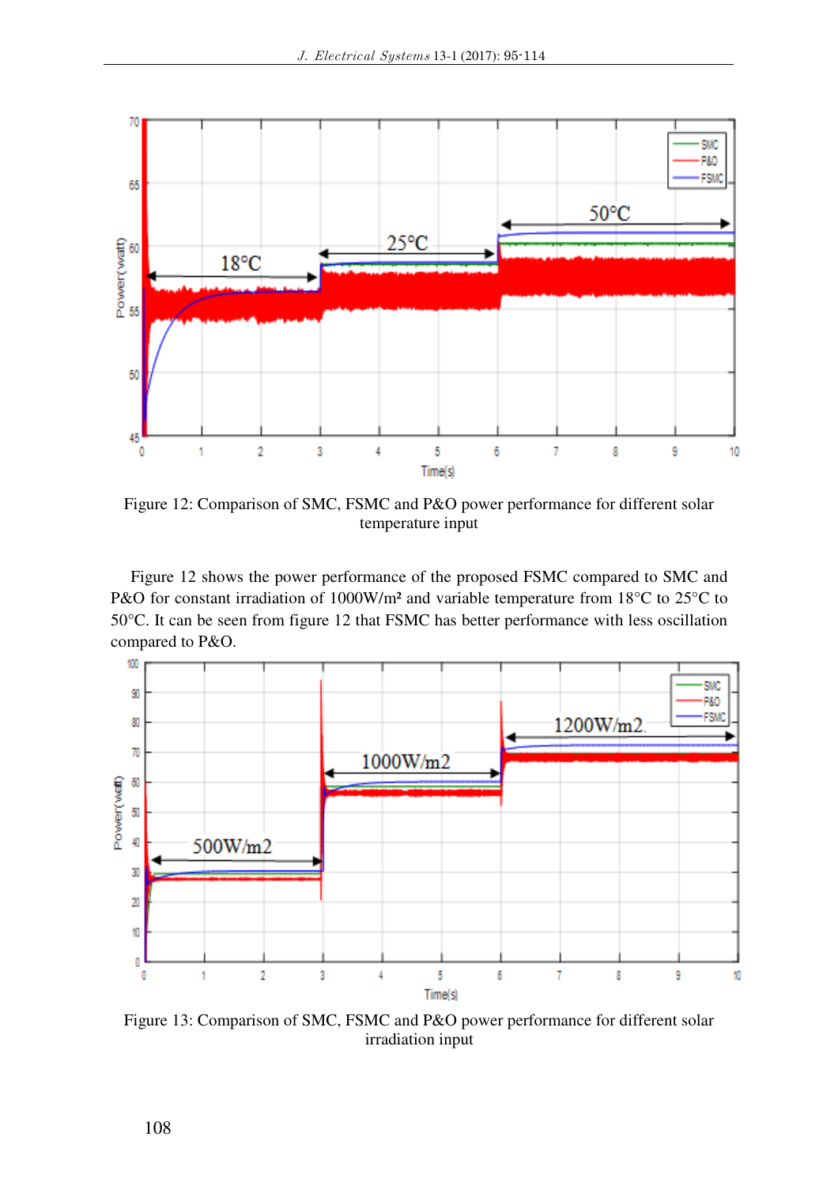Figure 12: Comparison of SMC, FSMC and P&O power performance for different solar temperature input

Figure 12 shows the power performance of the proposed FSMC compared to SMC and P&O for constant irradiation of 1000W/m² and variable temperature from 18°C to 25°C to 50°C. It can be seen from figure 12 that FSMC has better performance with less oscillation compared to P&O.

Figure 13: Comparison of SMC, FSMC and P&O power performance for different solar irradiation input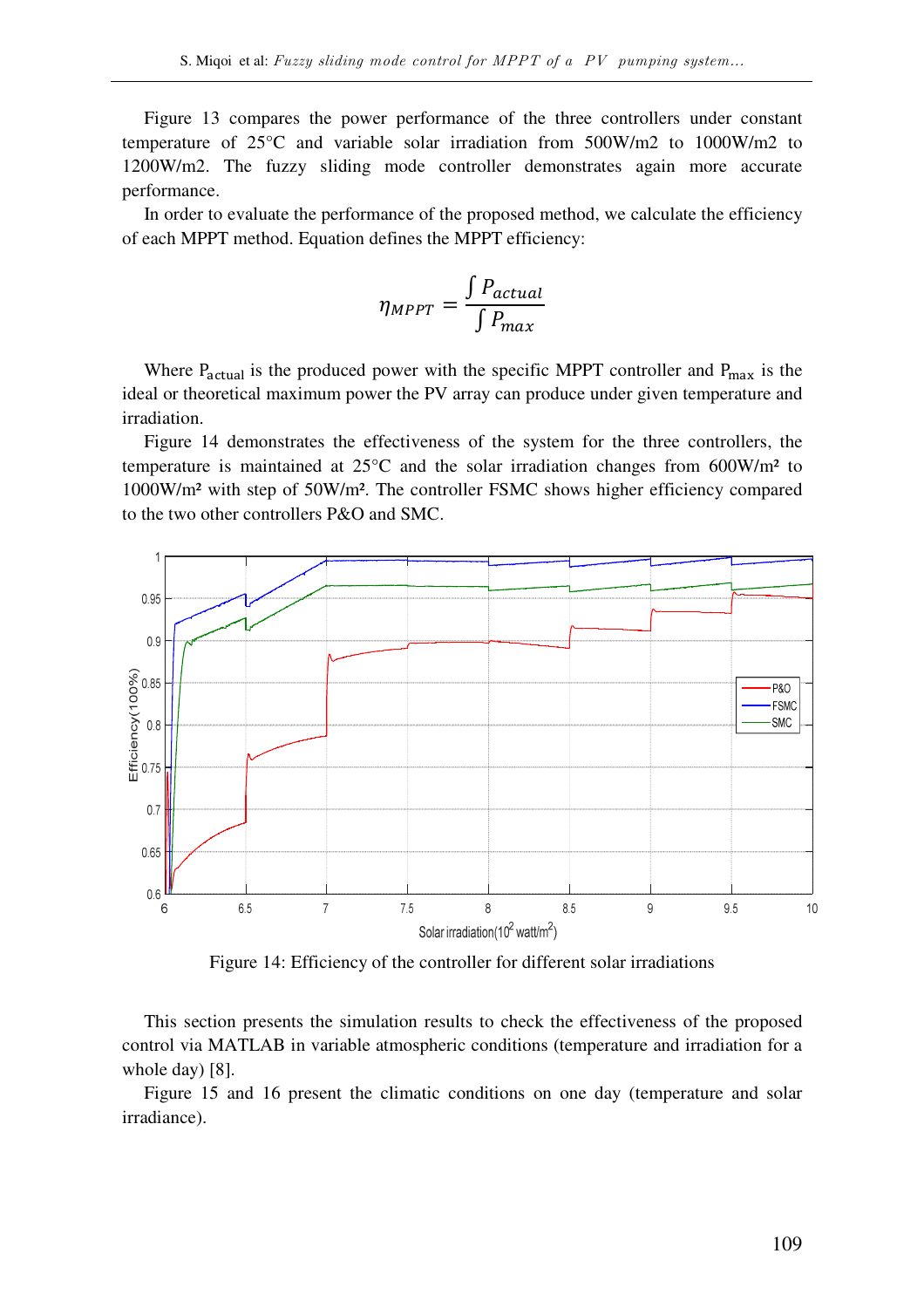Figure 13 compares the power performance of the three controllers under constant temperature of 25°C and variable solar irradiation from 500W/m2 to 1000W/m2 to 1200W/m2. The fuzzy sliding mode controller demonstrates again more accurate performance.

In order to evaluate the performance of the proposed method, we calculate the efficiency of each MPPT method. Equation defines the MPPT efficiency:

$$\eta_{MPPT} = \frac{\int P_{actual}}{\int P_{max}}$$

Where $P_{actual}$ is the produced power with the specific MPPT controller and $P_{max}$ is the ideal or theoretical maximum power the PV array can produce under given temperature and irradiation.

Figure 14 demonstrates the effectiveness of the system for the three controllers, the temperature is maintained at 25°C and the solar irradiation changes from 600W/m² to 1000W/m² with step of 50W/m². The controller FSMC shows higher efficiency compared to the two other controllers P&O and SMC.

Figure 14: Efficiency of the controller for different solar irradiations

This section presents the simulation results to check the effectiveness of the proposed control via MATLAB in variable atmospheric conditions (temperature and irradiation for a whole day) [8].

Figure 15 and 16 present the climatic conditions on one day (temperature and solar irradiance).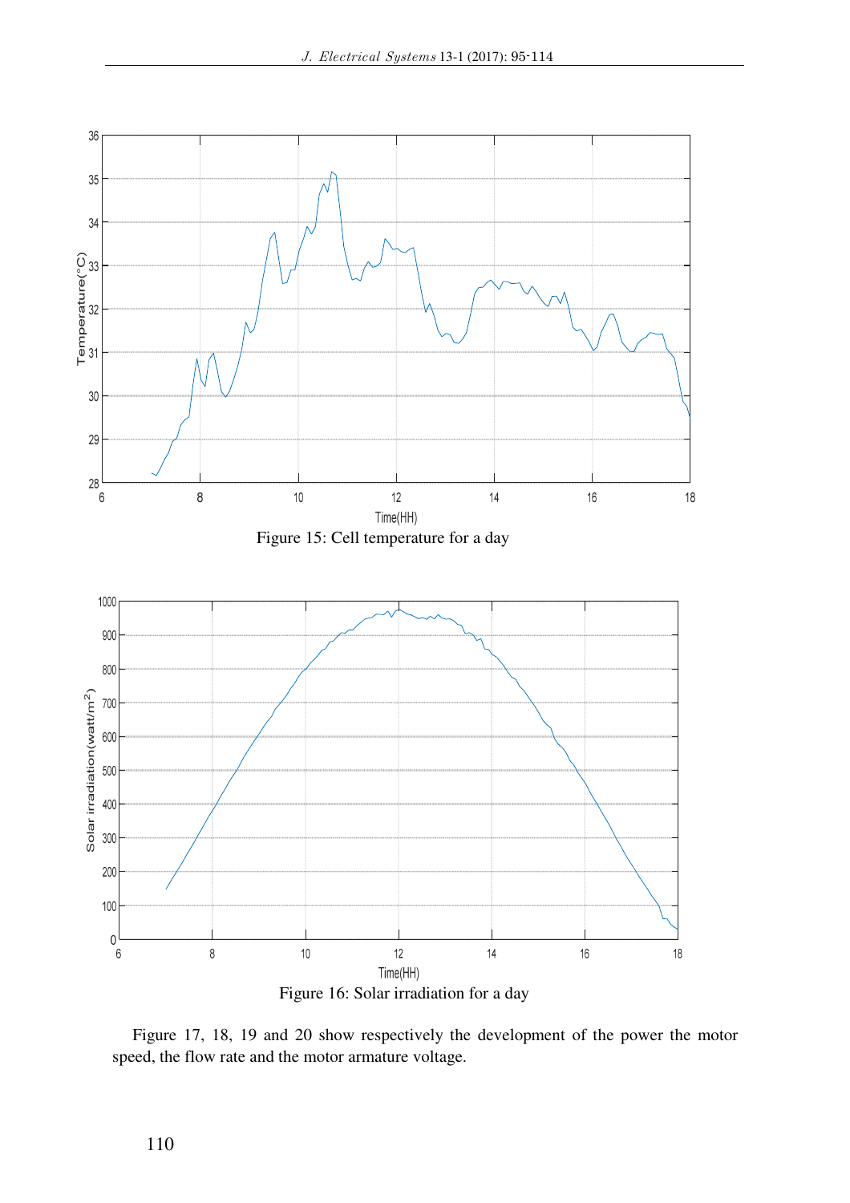Figure 15: Cell temperature for a day

Figure 16: Solar irradiation for a day

Figure 17, 18, 19 and 20 show respectively the development of the power the motor speed, the flow rate and the motor armature voltage.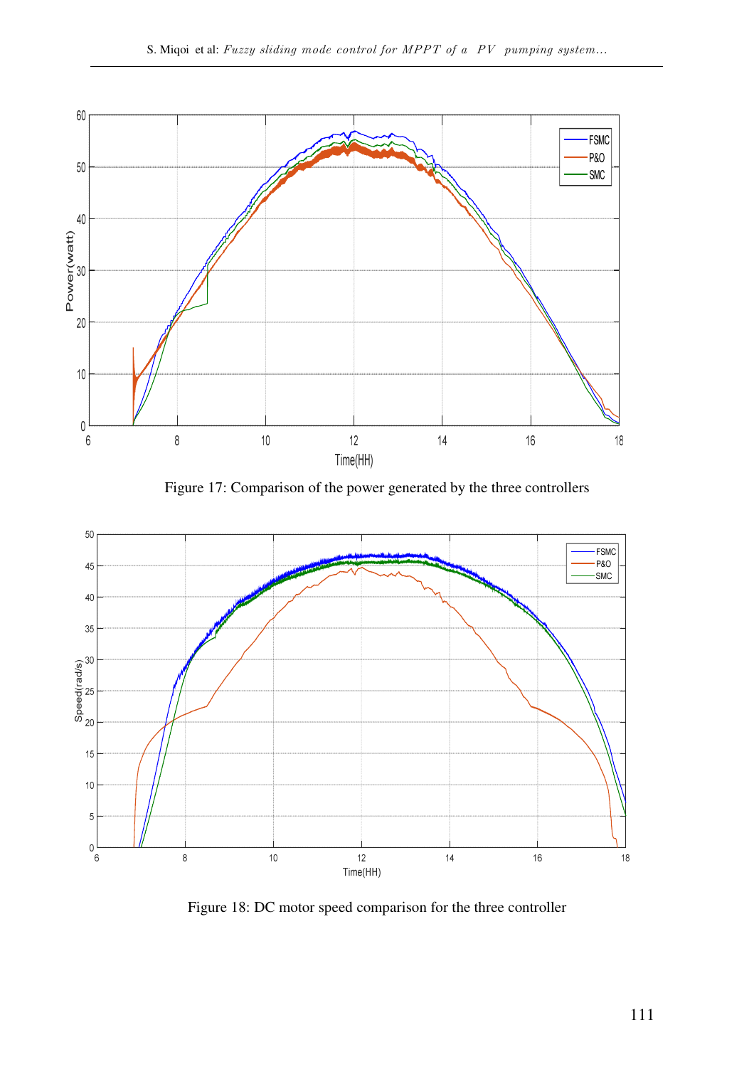Figure 17: Comparison of the power generated by the three controllers

Figure 18: DC motor speed comparison for the three controller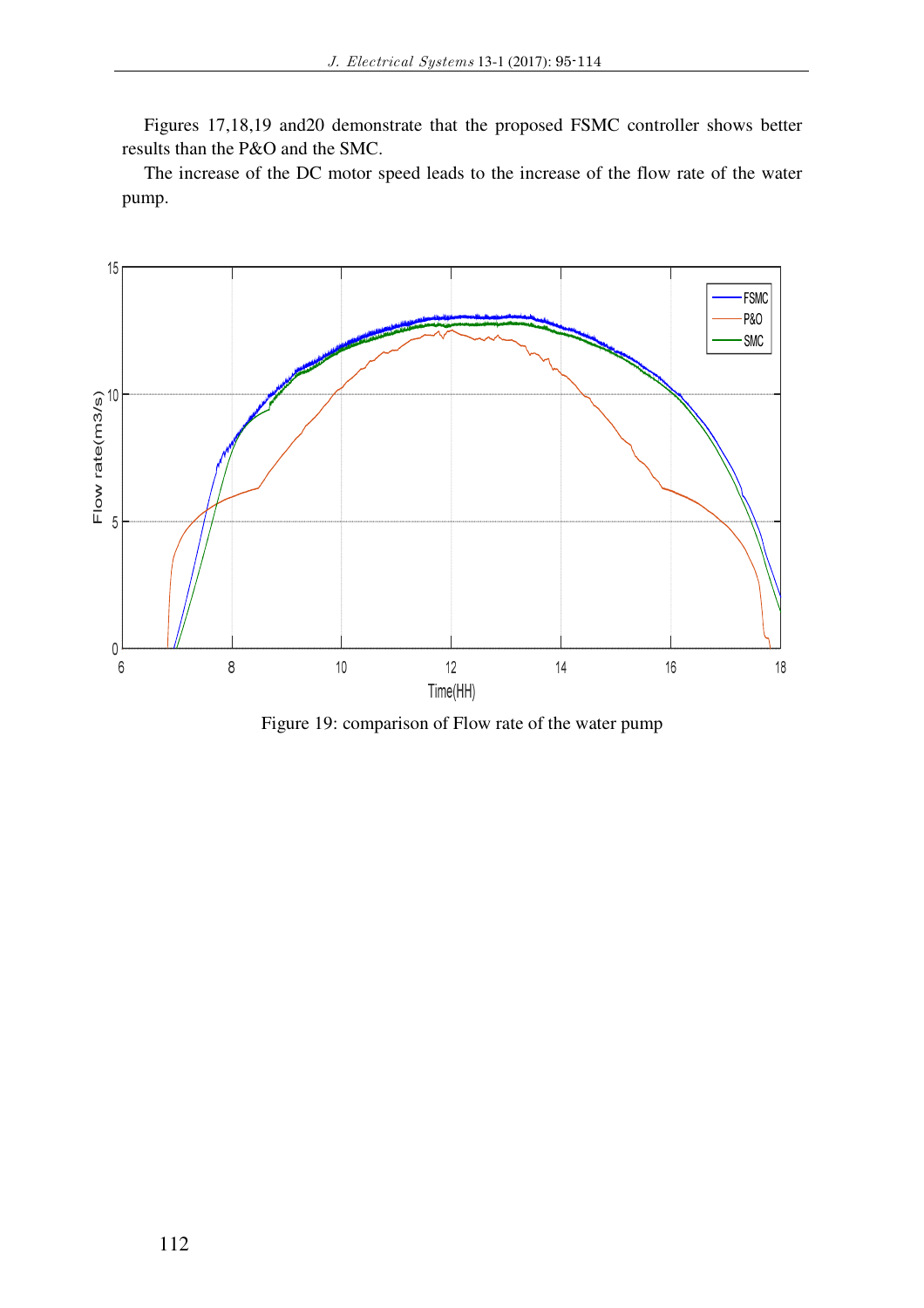Figures 17,18,19 and20 demonstrate that the proposed FSMC controller shows better results than the P&O and the SMC.

The increase of the DC motor speed leads to the increase of the flow rate of the water pump.

Figure 19: comparison of Flow rate of the water pump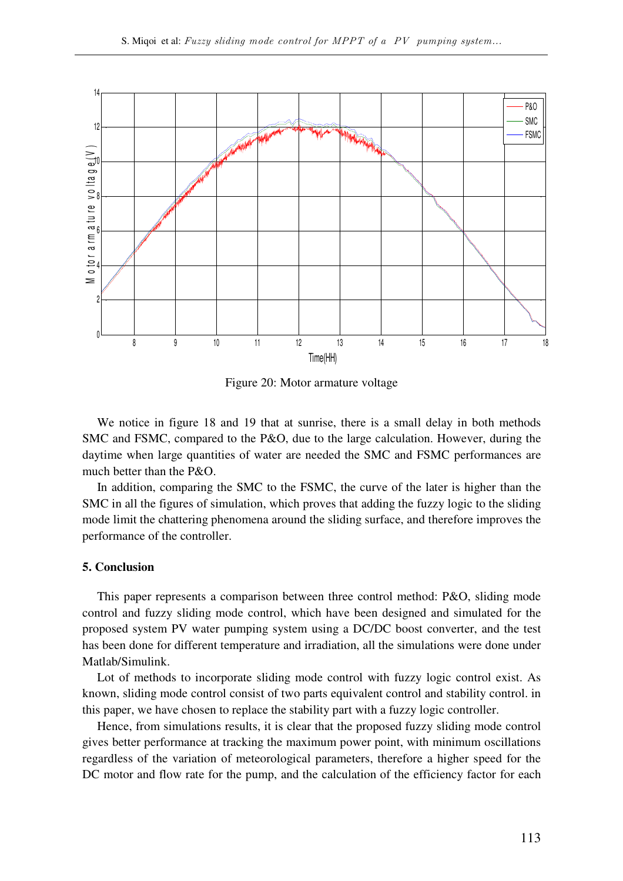Figure 20: Motor armature voltage

We notice in figure 18 and 19 that at sunrise, there is a small delay in both methods SMC and FSMC, compared to the P&O, due to the large calculation. However, during the daytime when large quantities of water are needed the SMC and FSMC performances are much better than the P&O.

In addition, comparing the SMC to the FSMC, the curve of the later is higher than the SMC in all the figures of simulation, which proves that adding the fuzzy logic to the sliding mode limit the chattering phenomena around the sliding surface, and therefore improves the performance of the controller.

## 5. Conclusion

This paper represents a comparison between three control method: P&O, sliding mode control and fuzzy sliding mode control, which have been designed and simulated for the proposed system PV water pumping system using a DC/DC boost converter, and the test has been done for different temperature and irradiation, all the simulations were done under Matlab/Simulink.

Lot of methods to incorporate sliding mode control with fuzzy logic control exist. As known, sliding mode control consist of two parts equivalent control and stability control. in this paper, we have chosen to replace the stability part with a fuzzy logic controller.

Hence, from simulations results, it is clear that the proposed fuzzy sliding mode control gives better performance at tracking the maximum power point, with minimum oscillations regardless of the variation of meteorological parameters, therefore a higher speed for the DC motor and flow rate for the pump, and the calculation of the efficiency factor for each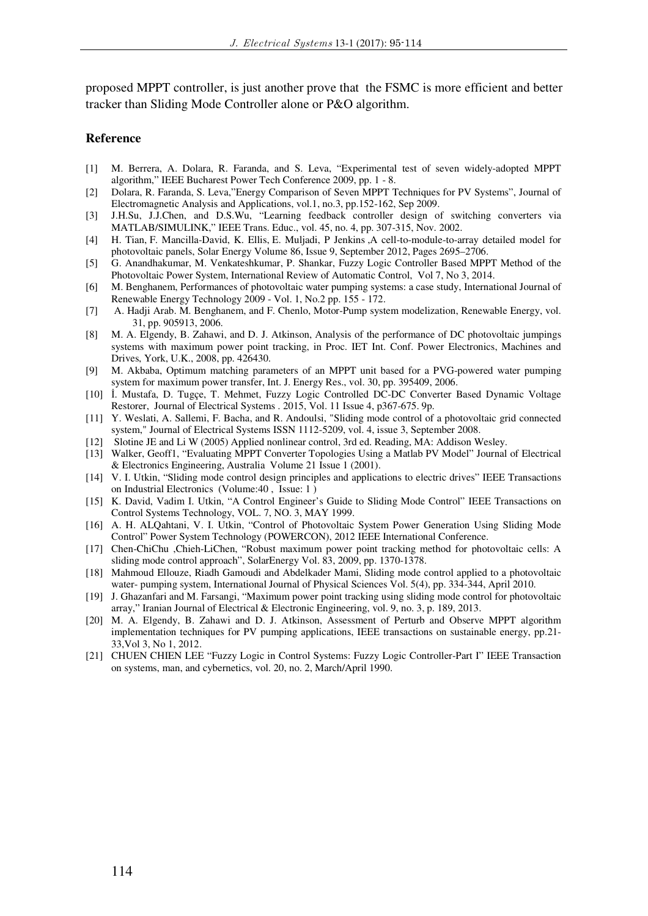proposed MPPT controller, is just another prove that the FSMC is more efficient and better tracker than Sliding Mode Controller alone or P&O algorithm.

## Reference

[1] M. Berrera, A. Dolara, R. Faranda, and S. Leva, "Experimental test of seven widely-adopted MPPT algorithm," IEEE Bucharest Power Tech Conference 2009, pp. 1 - 8.

[2] Dolara, R. Faranda, S. Leva,"Energy Comparison of Seven MPPT Techniques for PV Systems", Journal of Electromagnetic Analysis and Applications, vol.1, no.3, pp.152-162, Sep 2009.

[3] J.H.Su, J.J.Chen, and D.S.Wu, "Learning feedback controller design of switching converters via MATLAB/SIMULINK," IEEE Trans. Educ., vol. 45, no. 4, pp. 307-315, Nov. 2002.

[4] H. Tian, F. Mancilla-David, K. Ellis, E. Muljadi, P Jenkins ,A cell-to-module-to-array detailed model for photovoltaic panels, Solar Energy Volume 86, Issue 9, September 2012, Pages 2695–2706.

[5] G. Anandhakumar, M. Venkateshkumar, P. Shankar, Fuzzy Logic Controller Based MPPT Method of the Photovoltaic Power System, International Review of Automatic Control, Vol 7, No 3, 2014.

[6] M. Benghanem, Performances of photovoltaic water pumping systems: a case study, International Journal of Renewable Energy Technology 2009 - Vol. 1, No.2 pp. 155 - 172.

[7] A. Hadji Arab. M. Benghanem, and F. Chenlo, Motor-Pump system modelization, Renewable Energy, vol. 31, pp. 905913, 2006.

[8] M. A. Elgendy, B. Zahawi, and D. J. Atkinson, Analysis of the performance of DC photovoltaic jumpings systems with maximum power point tracking, in Proc. IET Int. Conf. Power Electronics, Machines and Drives, York, U.K., 2008, pp. 426430.

[9] M. Akbaba, Optimum matching parameters of an MPPT unit based for a PVG-powered water pumping system for maximum power transfer, Int. J. Energy Res., vol. 30, pp. 395409, 2006.

[10] İ. Mustafa, D. Tugçe, T. Mehmet, Fuzzy Logic Controlled DC-DC Converter Based Dynamic Voltage Restorer, Journal of Electrical Systems . 2015, Vol. 11 Issue 4, p367-675. 9p.

[11] Y. Weslati, A. Sallemi, F. Bacha, and R. Andoulsi, "Sliding mode control of a photovoltaic grid connected system," Journal of Electrical Systems ISSN 1112-5209, vol. 4, issue 3, September 2008.

[12] Slotine JE and Li W (2005) Applied nonlinear control, 3rd ed. Reading, MA: Addison Wesley.

[13] Walker, Geoff1, "Evaluating MPPT Converter Topologies Using a Matlab PV Model" Journal of Electrical & Electronics Engineering, Australia Volume 21 Issue 1 (2001).

[14] V. I. Utkin, "Sliding mode control design principles and applications to electric drives" IEEE Transactions on Industrial Electronics (Volume:40 , Issue: 1 )

[15] K. David, Vadim I. Utkin, "A Control Engineer's Guide to Sliding Mode Control" IEEE Transactions on Control Systems Technology, VOL. 7, NO. 3, MAY 1999.

[16] A. H. ALQahtani, V. I. Utkin, "Control of Photovoltaic System Power Generation Using Sliding Mode Control" Power System Technology (POWERCON), 2012 IEEE International Conference.

[17] Chen-ChiChu ,Chieh-LiChen, "Robust maximum power point tracking method for photovoltaic cells: A sliding mode control approach", SolarEnergy Vol. 83, 2009, pp. 1370-1378.

[18] Mahmoud Ellouze, Riadh Gamoudi and Abdelkader Mami, Sliding mode control applied to a photovoltaic water- pumping system, International Journal of Physical Sciences Vol. 5(4), pp. 334-344, April 2010.

[19] J. Ghazanfari and M. Farsangi, "Maximum power point tracking using sliding mode control for photovoltaic array," Iranian Journal of Electrical & Electronic Engineering, vol. 9, no. 3, p. 189, 2013.

[20] M. A. Elgendy, B. Zahawi and D. J. Atkinson, Assessment of Perturb and Observe MPPT algorithm implementation techniques for PV pumping applications, IEEE transactions on sustainable energy, pp.21-33,Vol 3, No 1, 2012.

[21] CHUEN CHIEN LEE "Fuzzy Logic in Control Systems: Fuzzy Logic Controller-Part I" IEEE Transaction on systems, man, and cybernetics, vol. 20, no. 2, March/April 1990.